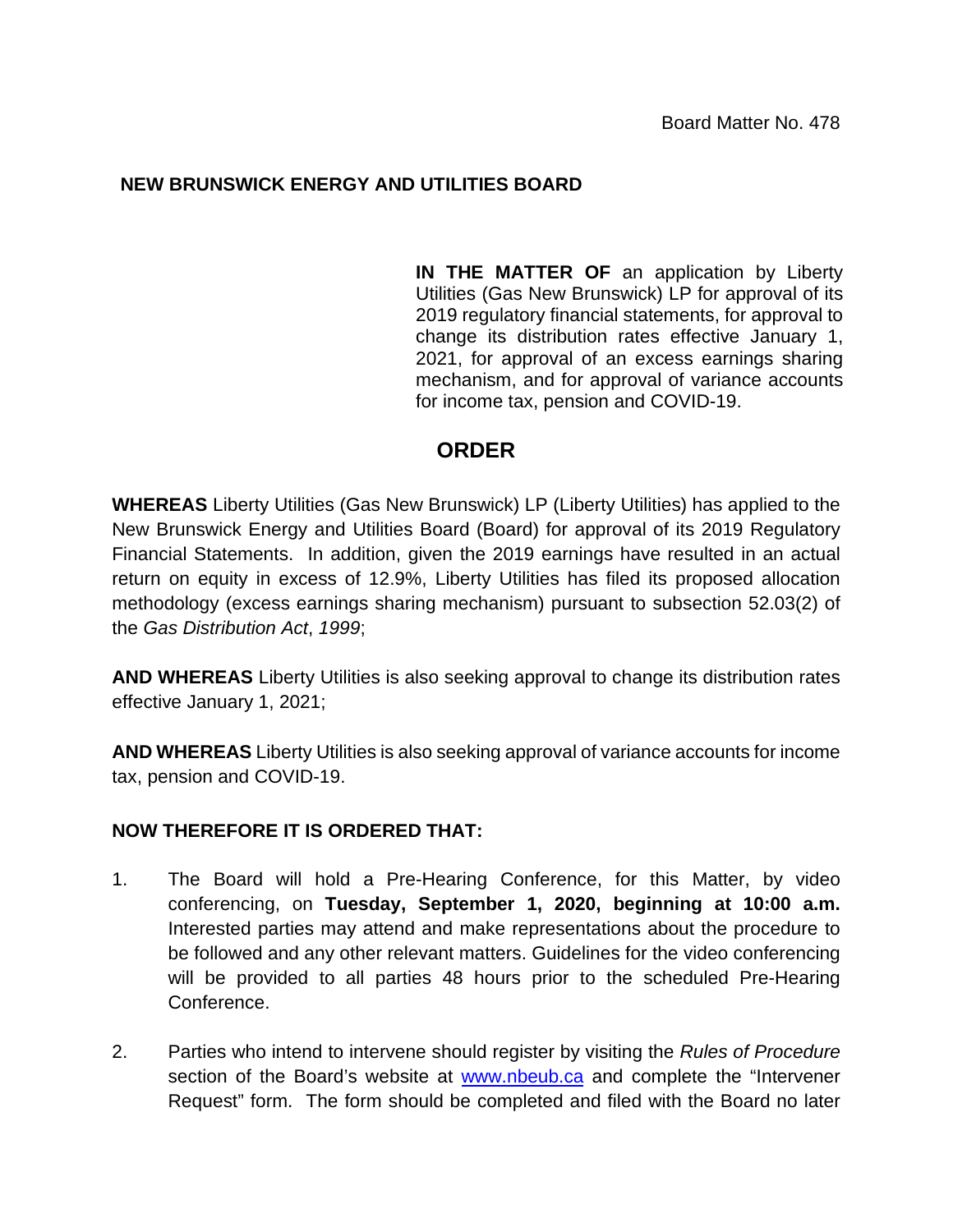Board Matter No. 478

**NEW BRUNSWICK ENERGY AND UTILITIES BOARD**

**IN THE MATTER OF** an application by Liberty Utilities (Gas New Brunswick) LP for approval of its 2019 regulatory financial statements, for approval to change its distribution rates effective January 1, 2021, for approval of an excess earnings sharing mechanism, and for approval of variance accounts for income tax, pension and COVID-19.

## ORDER

**WHEREAS** Liberty Utilities (Gas New Brunswick) LP (Liberty Utilities) has applied to the New Brunswick Energy and Utilities Board (Board) for approval of its 2019 Regulatory Financial Statements. In addition, given the 2019 earnings have resulted in an actual return on equity in excess of 12.9%, Liberty Utilities has filed its proposed allocation methodology (excess earnings sharing mechanism) pursuant to subsection 52.03(2) of the *Gas Distribution Act*, *1999*;

**AND WHEREAS** Liberty Utilities is also seeking approval to change its distribution rates effective January 1, 2021;

**AND WHEREAS** Liberty Utilities is also seeking approval of variance accounts for income tax, pension and COVID-19.

**NOW THEREFORE IT IS ORDERED THAT:**

1. The Board will hold a Pre-Hearing Conference, for this Matter, by video conferencing, on **Tuesday, September 1, 2020, beginning at 10:00 a.m.** Interested parties may attend and make representations about the procedure to be followed and any other relevant matters. Guidelines for the video conferencing will be provided to all parties 48 hours prior to the scheduled Pre-Hearing Conference.

2. Parties who intend to intervene should register by visiting the *Rules of Procedure* section of the Board's website at www.nbeub.ca and complete the "Intervener Request" form. The form should be completed and filed with the Board no later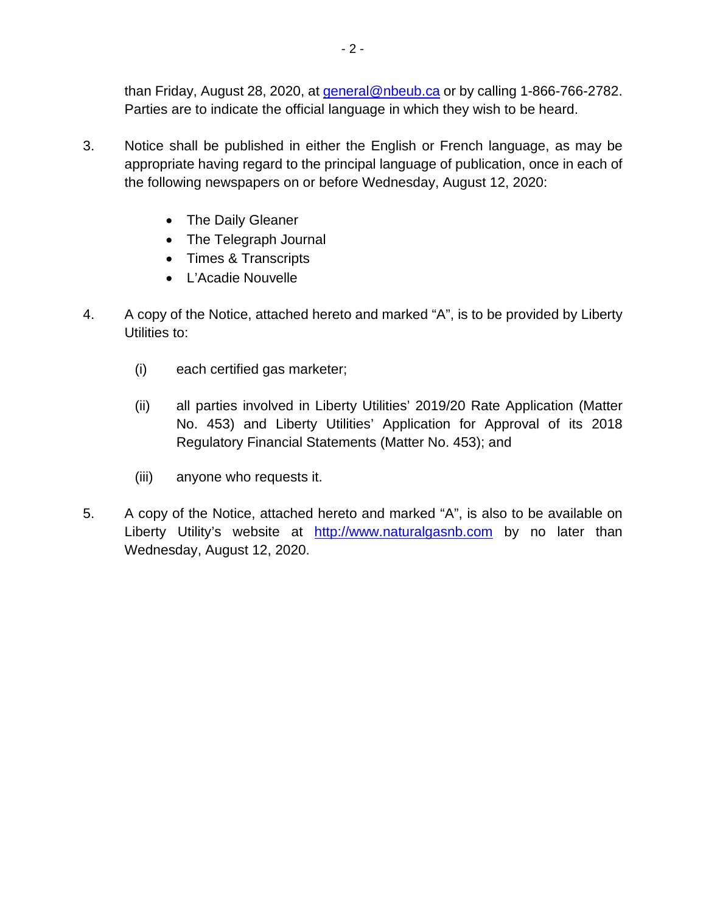than Friday, August 28, 2020, at general@nbeub.ca or by calling 1-866-766-2782. Parties are to indicate the official language in which they wish to be heard.

3. Notice shall be published in either the English or French language, as may be appropriate having regard to the principal language of publication, once in each of the following newspapers on or before Wednesday, August 12, 2020:

   - The Daily Gleaner
   - The Telegraph Journal
   - Times & Transcripts
   - L'Acadie Nouvelle

4. A copy of the Notice, attached hereto and marked "A", is to be provided by Liberty Utilities to:

   (i) each certified gas marketer;

   (ii) all parties involved in Liberty Utilities' 2019/20 Rate Application (Matter No. 453) and Liberty Utilities' Application for Approval of its 2018 Regulatory Financial Statements (Matter No. 453); and

   (iii) anyone who requests it.

5. A copy of the Notice, attached hereto and marked "A", is also to be available on Liberty Utility's website at http://www.naturalgasnb.com by no later than Wednesday, August 12, 2020.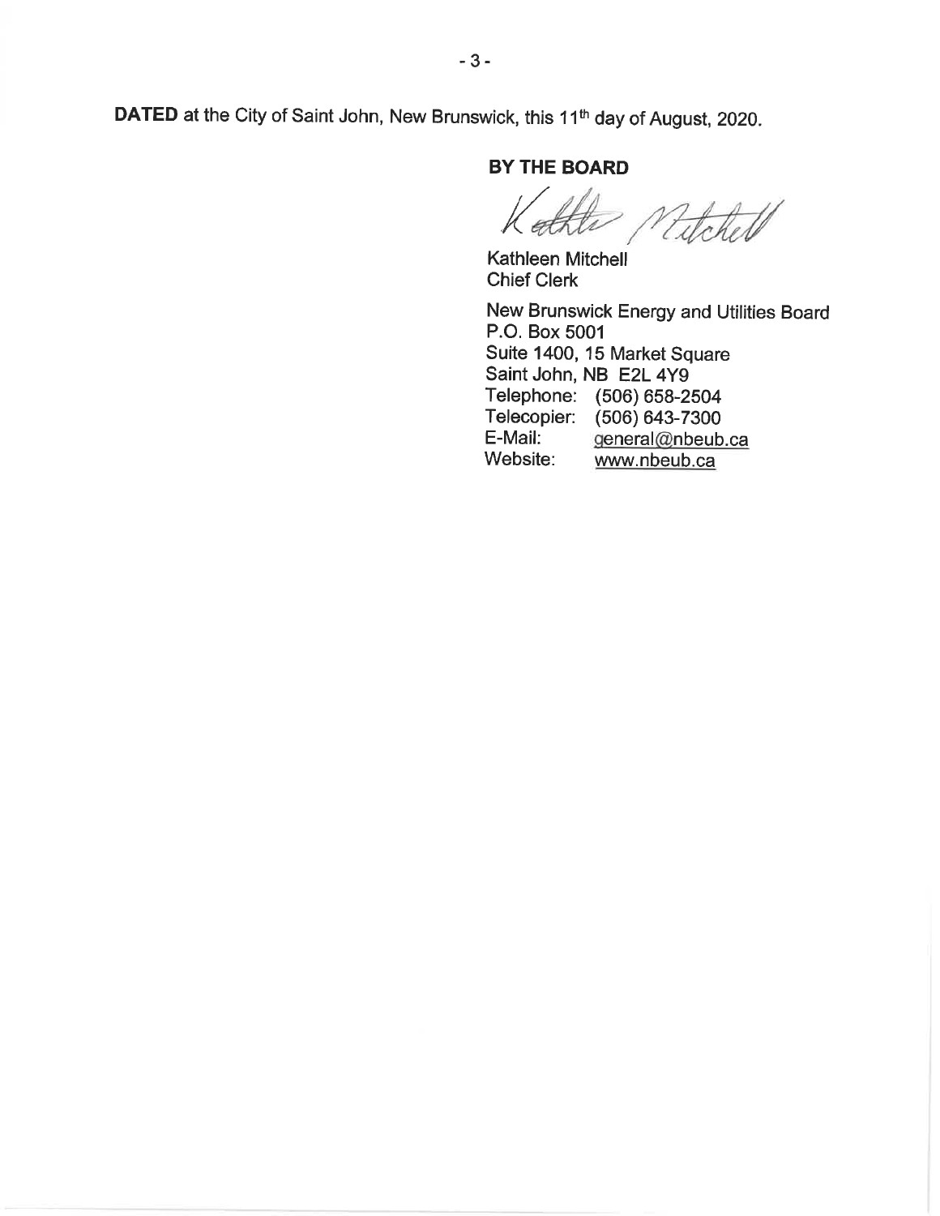**DATED** at the City of Saint John, New Brunswick, this 11th day of August, 2020.

**BY THE BOARD**

Kathleen Mitchell
Chief Clerk

New Brunswick Energy and Utilities Board
P.O. Box 5001
Suite 1400, 15 Market Square
Saint John, NB E2L 4Y9
Telephone: (506) 658-2504
Telecopier: (506) 643-7300
E-Mail: general@nbeub.ca
Website: www.nbeub.ca